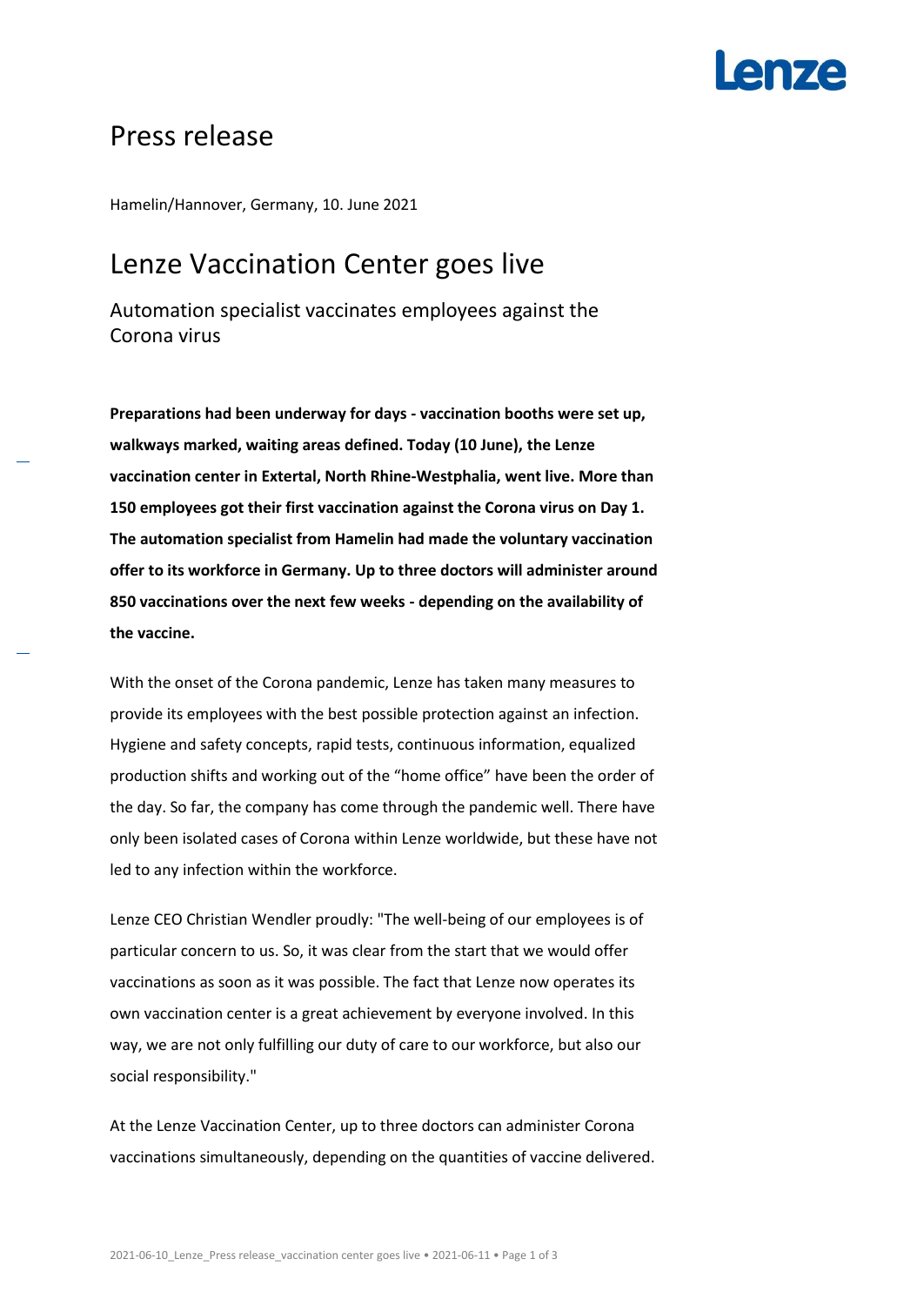# Press release

Hamelin/Hannover, Germany, 10. June 2021

## Lenze Vaccination Center goes live

### Automation specialist vaccinates employees against the Corona virus

**Preparations had been underway for days - vaccination booths were set up, walkways marked, waiting areas defined. Today (10 June), the Lenze vaccination center in Extertal, North Rhine-Westphalia, went live. More than 150 employees got their first vaccination against the Corona virus on Day 1. The automation specialist from Hamelin had made the voluntary vaccination offer to its workforce in Germany. Up to three doctors will administer around 850 vaccinations over the next few weeks - depending on the availability of the vaccine.**

With the onset of the Corona pandemic, Lenze has taken many measures to provide its employees with the best possible protection against an infection. Hygiene and safety concepts, rapid tests, continuous information, equalized production shifts and working out of the "home office" have been the order of the day. So far, the company has come through the pandemic well. There have only been isolated cases of Corona within Lenze worldwide, but these have not led to any infection within the workforce.

Lenze CEO Christian Wendler proudly: "The well-being of our employees is of particular concern to us. So, it was clear from the start that we would offer vaccinations as soon as it was possible. The fact that Lenze now operates its own vaccination center is a great achievement by everyone involved. In this way, we are not only fulfilling our duty of care to our workforce, but also our social responsibility."

At the Lenze Vaccination Center, up to three doctors can administer Corona vaccinations simultaneously, depending on the quantities of vaccine delivered.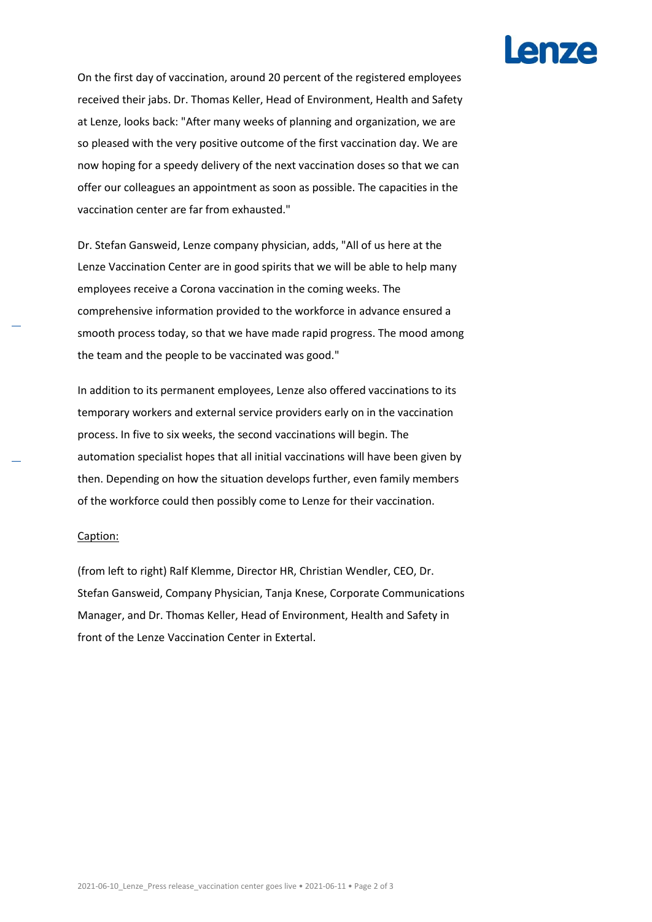On the first day of vaccination, around 20 percent of the registered employees received their jabs. Dr. Thomas Keller, Head of Environment, Health and Safety at Lenze, looks back: "After many weeks of planning and organization, we are so pleased with the very positive outcome of the first vaccination day. We are now hoping for a speedy delivery of the next vaccination doses so that we can offer our colleagues an appointment as soon as possible. The capacities in the vaccination center are far from exhausted."

Dr. Stefan Gansweid, Lenze company physician, adds, "All of us here at the Lenze Vaccination Center are in good spirits that we will be able to help many employees receive a Corona vaccination in the coming weeks. The comprehensive information provided to the workforce in advance ensured a smooth process today, so that we have made rapid progress. The mood among the team and the people to be vaccinated was good."

In addition to its permanent employees, Lenze also offered vaccinations to its temporary workers and external service providers early on in the vaccination process. In five to six weeks, the second vaccinations will begin. The automation specialist hopes that all initial vaccinations will have been given by then. Depending on how the situation develops further, even family members of the workforce could then possibly come to Lenze for their vaccination.

<u>Caption:</u>

(from left to right) Ralf Klemme, Director HR, Christian Wendler, CEO, Dr. Stefan Gansweid, Company Physician, Tanja Knese, Corporate Communications Manager, and Dr. Thomas Keller, Head of Environment, Health and Safety in front of the Lenze Vaccination Center in Extertal.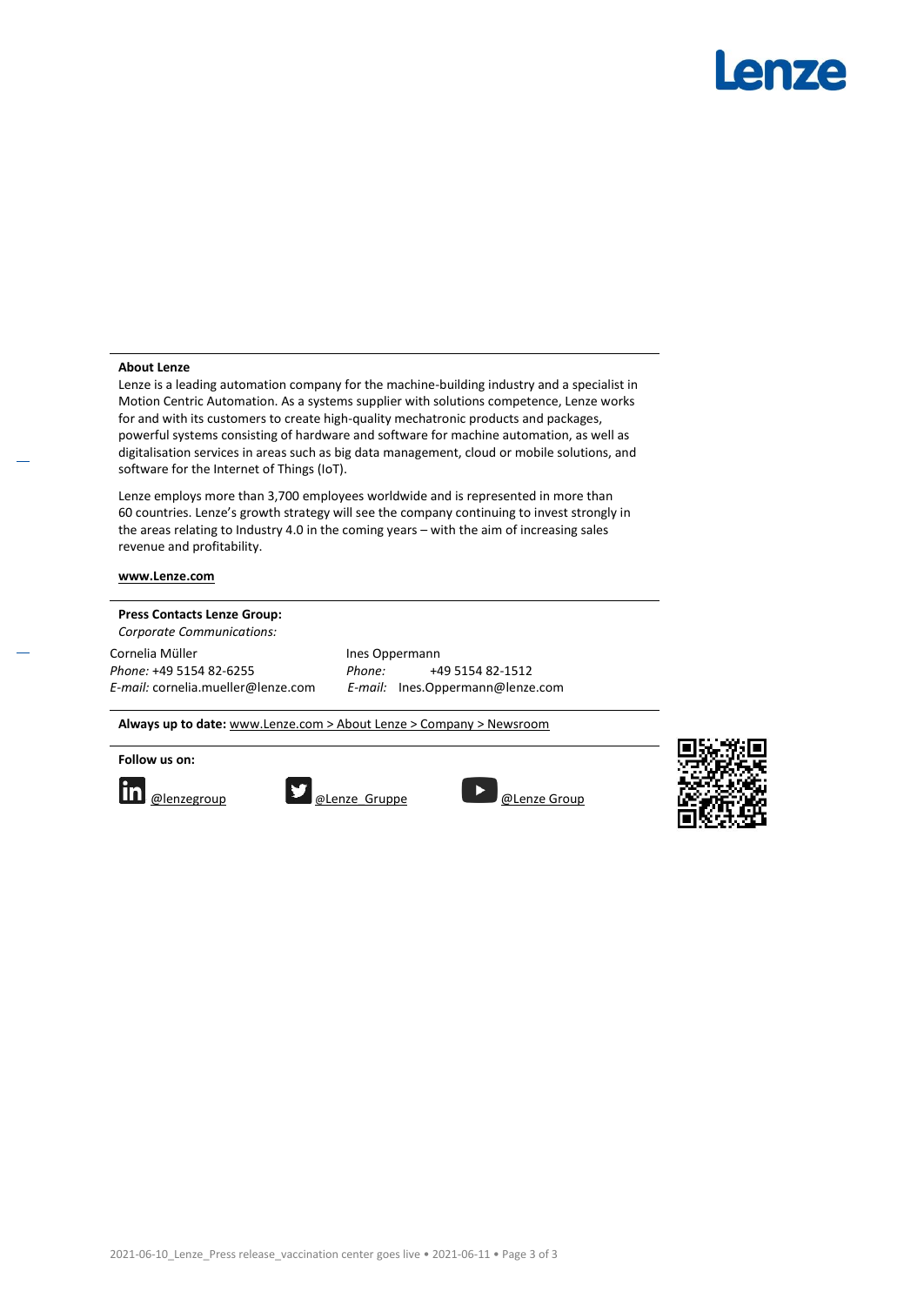**About Lenze**

Lenze is a leading automation company for the machine-building industry and a specialist in Motion Centric Automation. As a systems supplier with solutions competence, Lenze works for and with its customers to create high-quality mechatronic products and packages, powerful systems consisting of hardware and software for machine automation, as well as digitalisation services in areas such as big data management, cloud or mobile solutions, and software for the Internet of Things (IoT).

Lenze employs more than 3,700 employees worldwide and is represented in more than 60 countries. Lenze's growth strategy will see the company continuing to invest strongly in the areas relating to Industry 4.0 in the coming years – with the aim of increasing sales revenue and profitability.

**www.Lenze.com**

**Press Contacts Lenze Group:**

*Corporate Communications:*

Cornelia Müller
*Phone:* +49 5154 82-6255
*E-mail:* cornelia.mueller@lenze.com

Ines Oppermann
*Phone:* +49 5154 82-1512
*E-mail:* Ines.Oppermann@lenze.com

**Always up to date:** www.Lenze.com > About Lenze > Company > Newsroom

**Follow us on:**

@lenzegroup

@Lenze_Gruppe

@Lenze Group